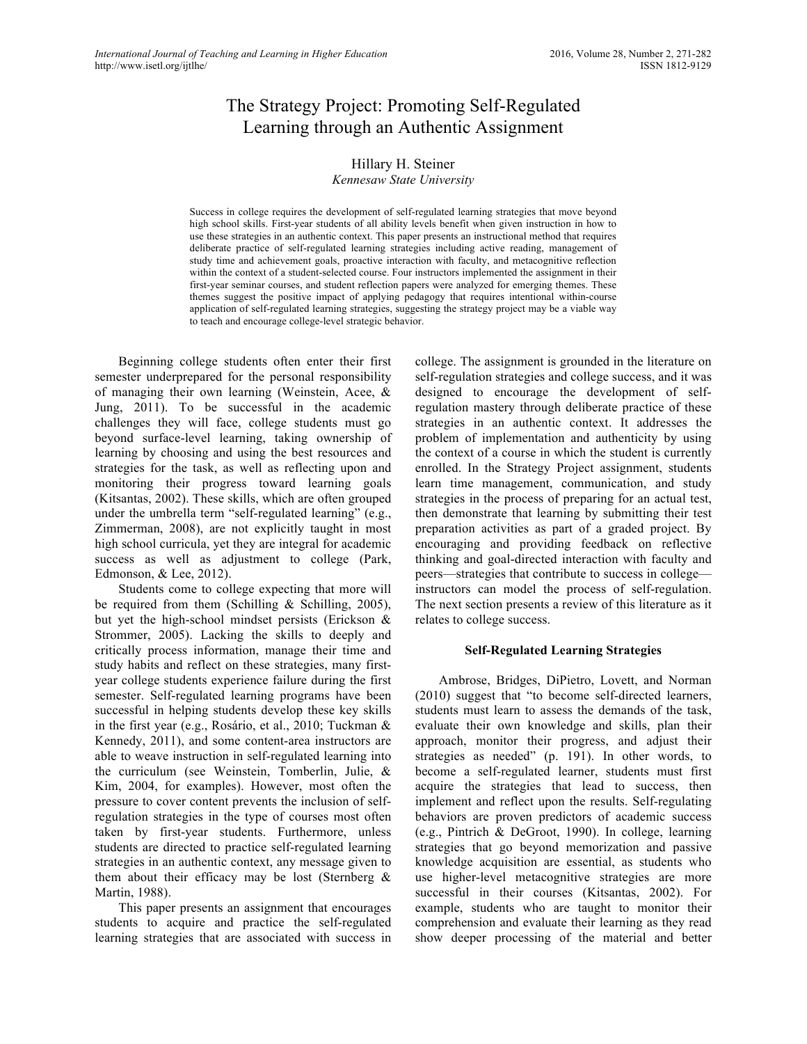# The Strategy Project: Promoting Self-Regulated Learning through an Authentic Assignment

Hillary H. Steiner
*Kennesaw State University*

Success in college requires the development of self-regulated learning strategies that move beyond high school skills. First-year students of all ability levels benefit when given instruction in how to use these strategies in an authentic context. This paper presents an instructional method that requires deliberate practice of self-regulated learning strategies including active reading, management of study time and achievement goals, proactive interaction with faculty, and metacognitive reflection within the context of a student-selected course. Four instructors implemented the assignment in their first-year seminar courses, and student reflection papers were analyzed for emerging themes. These themes suggest the positive impact of applying pedagogy that requires intentional within-course application of self-regulated learning strategies, suggesting the strategy project may be a viable way to teach and encourage college-level strategic behavior.

Beginning college students often enter their first semester underprepared for the personal responsibility of managing their own learning (Weinstein, Acee, & Jung, 2011). To be successful in the academic challenges they will face, college students must go beyond surface-level learning, taking ownership of learning by choosing and using the best resources and strategies for the task, as well as reflecting upon and monitoring their progress toward learning goals (Kitsantas, 2002). These skills, which are often grouped under the umbrella term "self-regulated learning" (e.g., Zimmerman, 2008), are not explicitly taught in most high school curricula, yet they are integral for academic success as well as adjustment to college (Park, Edmonson, & Lee, 2012).

Students come to college expecting that more will be required from them (Schilling & Schilling, 2005), but yet the high-school mindset persists (Erickson & Strommer, 2005). Lacking the skills to deeply and critically process information, manage their time and study habits and reflect on these strategies, many first-year college students experience failure during the first semester. Self-regulated learning programs have been successful in helping students develop these key skills in the first year (e.g., Rosário, et al., 2010; Tuckman & Kennedy, 2011), and some content-area instructors are able to weave instruction in self-regulated learning into the curriculum (see Weinstein, Tomberlin, Julie, & Kim, 2004, for examples). However, most often the pressure to cover content prevents the inclusion of self-regulation strategies in the type of courses most often taken by first-year students. Furthermore, unless students are directed to practice self-regulated learning strategies in an authentic context, any message given to them about their efficacy may be lost (Sternberg & Martin, 1988).

This paper presents an assignment that encourages students to acquire and practice the self-regulated learning strategies that are associated with success in college. The assignment is grounded in the literature on self-regulation strategies and college success, and it was designed to encourage the development of self-regulation mastery through deliberate practice of these strategies in an authentic context. It addresses the problem of implementation and authenticity by using the context of a course in which the student is currently enrolled. In the Strategy Project assignment, students learn time management, communication, and study strategies in the process of preparing for an actual test, then demonstrate that learning by submitting their test preparation activities as part of a graded project. By encouraging and providing feedback on reflective thinking and goal-directed interaction with faculty and peers—strategies that contribute to success in college—instructors can model the process of self-regulation. The next section presents a review of this literature as it relates to college success.

## Self-Regulated Learning Strategies

Ambrose, Bridges, DiPietro, Lovett, and Norman (2010) suggest that "to become self-directed learners, students must learn to assess the demands of the task, evaluate their own knowledge and skills, plan their approach, monitor their progress, and adjust their strategies as needed" (p. 191). In other words, to become a self-regulated learner, students must first acquire the strategies that lead to success, then implement and reflect upon the results. Self-regulating behaviors are proven predictors of academic success (e.g., Pintrich & DeGroot, 1990). In college, learning strategies that go beyond memorization and passive knowledge acquisition are essential, as students who use higher-level metacognitive strategies are more successful in their courses (Kitsantas, 2002). For example, students who are taught to monitor their comprehension and evaluate their learning as they read show deeper processing of the material and better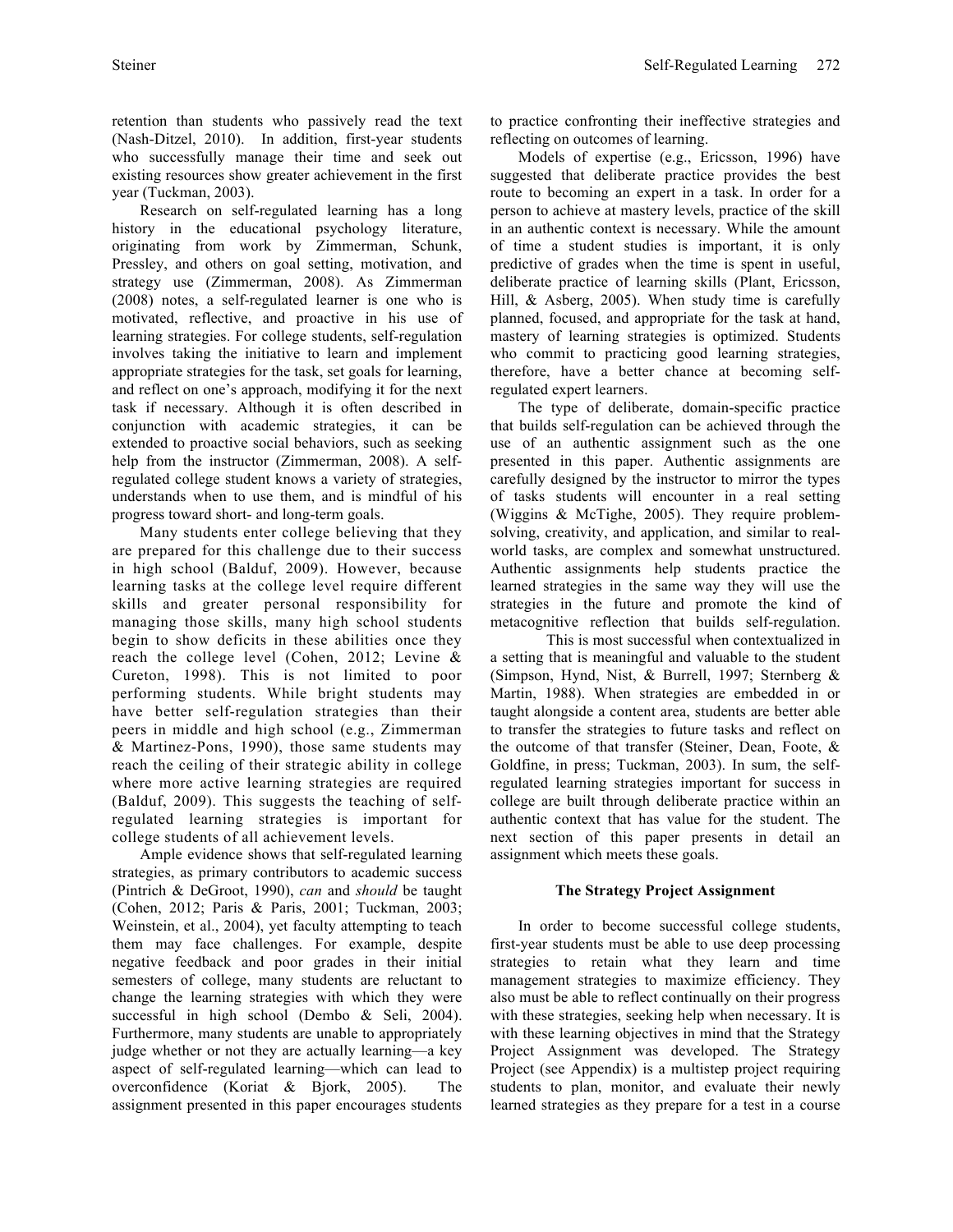retention than students who passively read the text (Nash-Ditzel, 2010). In addition, first-year students who successfully manage their time and seek out existing resources show greater achievement in the first year (Tuckman, 2003).

Research on self-regulated learning has a long history in the educational psychology literature, originating from work by Zimmerman, Schunk, Pressley, and others on goal setting, motivation, and strategy use (Zimmerman, 2008). As Zimmerman (2008) notes, a self-regulated learner is one who is motivated, reflective, and proactive in his use of learning strategies. For college students, self-regulation involves taking the initiative to learn and implement appropriate strategies for the task, set goals for learning, and reflect on one's approach, modifying it for the next task if necessary. Although it is often described in conjunction with academic strategies, it can be extended to proactive social behaviors, such as seeking help from the instructor (Zimmerman, 2008). A self-regulated college student knows a variety of strategies, understands when to use them, and is mindful of his progress toward short- and long-term goals.

Many students enter college believing that they are prepared for this challenge due to their success in high school (Balduf, 2009). However, because learning tasks at the college level require different skills and greater personal responsibility for managing those skills, many high school students begin to show deficits in these abilities once they reach the college level (Cohen, 2012; Levine & Cureton, 1998). This is not limited to poor performing students. While bright students may have better self-regulation strategies than their peers in middle and high school (e.g., Zimmerman & Martinez-Pons, 1990), those same students may reach the ceiling of their strategic ability in college where more active learning strategies are required (Balduf, 2009). This suggests the teaching of self-regulated learning strategies is important for college students of all achievement levels.

Ample evidence shows that self-regulated learning strategies, as primary contributors to academic success (Pintrich & DeGroot, 1990), *can* and *should* be taught (Cohen, 2012; Paris & Paris, 2001; Tuckman, 2003; Weinstein, et al., 2004), yet faculty attempting to teach them may face challenges. For example, despite negative feedback and poor grades in their initial semesters of college, many students are reluctant to change the learning strategies with which they were successful in high school (Dembo & Seli, 2004). Furthermore, many students are unable to appropriately judge whether or not they are actually learning—a key aspect of self-regulated learning—which can lead to overconfidence (Koriat & Bjork, 2005). The assignment presented in this paper encourages students to practice confronting their ineffective strategies and reflecting on outcomes of learning.

Models of expertise (e.g., Ericsson, 1996) have suggested that deliberate practice provides the best route to becoming an expert in a task. In order for a person to achieve at mastery levels, practice of the skill in an authentic context is necessary. While the amount of time a student studies is important, it is only predictive of grades when the time is spent in useful, deliberate practice of learning skills (Plant, Ericsson, Hill, & Asberg, 2005). When study time is carefully planned, focused, and appropriate for the task at hand, mastery of learning strategies is optimized. Students who commit to practicing good learning strategies, therefore, have a better chance at becoming self-regulated expert learners.

The type of deliberate, domain-specific practice that builds self-regulation can be achieved through the use of an authentic assignment such as the one presented in this paper. Authentic assignments are carefully designed by the instructor to mirror the types of tasks students will encounter in a real setting (Wiggins & McTighe, 2005). They require problem-solving, creativity, and application, and similar to real-world tasks, are complex and somewhat unstructured. Authentic assignments help students practice the learned strategies in the same way they will use the strategies in the future and promote the kind of metacognitive reflection that builds self-regulation.

This is most successful when contextualized in a setting that is meaningful and valuable to the student (Simpson, Hynd, Nist, & Burrell, 1997; Sternberg & Martin, 1988). When strategies are embedded in or taught alongside a content area, students are better able to transfer the strategies to future tasks and reflect on the outcome of that transfer (Steiner, Dean, Foote, & Goldfine, in press; Tuckman, 2003). In sum, the self-regulated learning strategies important for success in college are built through deliberate practice within an authentic context that has value for the student. The next section of this paper presents in detail an assignment which meets these goals.

## The Strategy Project Assignment

In order to become successful college students, first-year students must be able to use deep processing strategies to retain what they learn and time management strategies to maximize efficiency. They also must be able to reflect continually on their progress with these strategies, seeking help when necessary. It is with these learning objectives in mind that the Strategy Project Assignment was developed. The Strategy Project (see Appendix) is a multistep project requiring students to plan, monitor, and evaluate their newly learned strategies as they prepare for a test in a course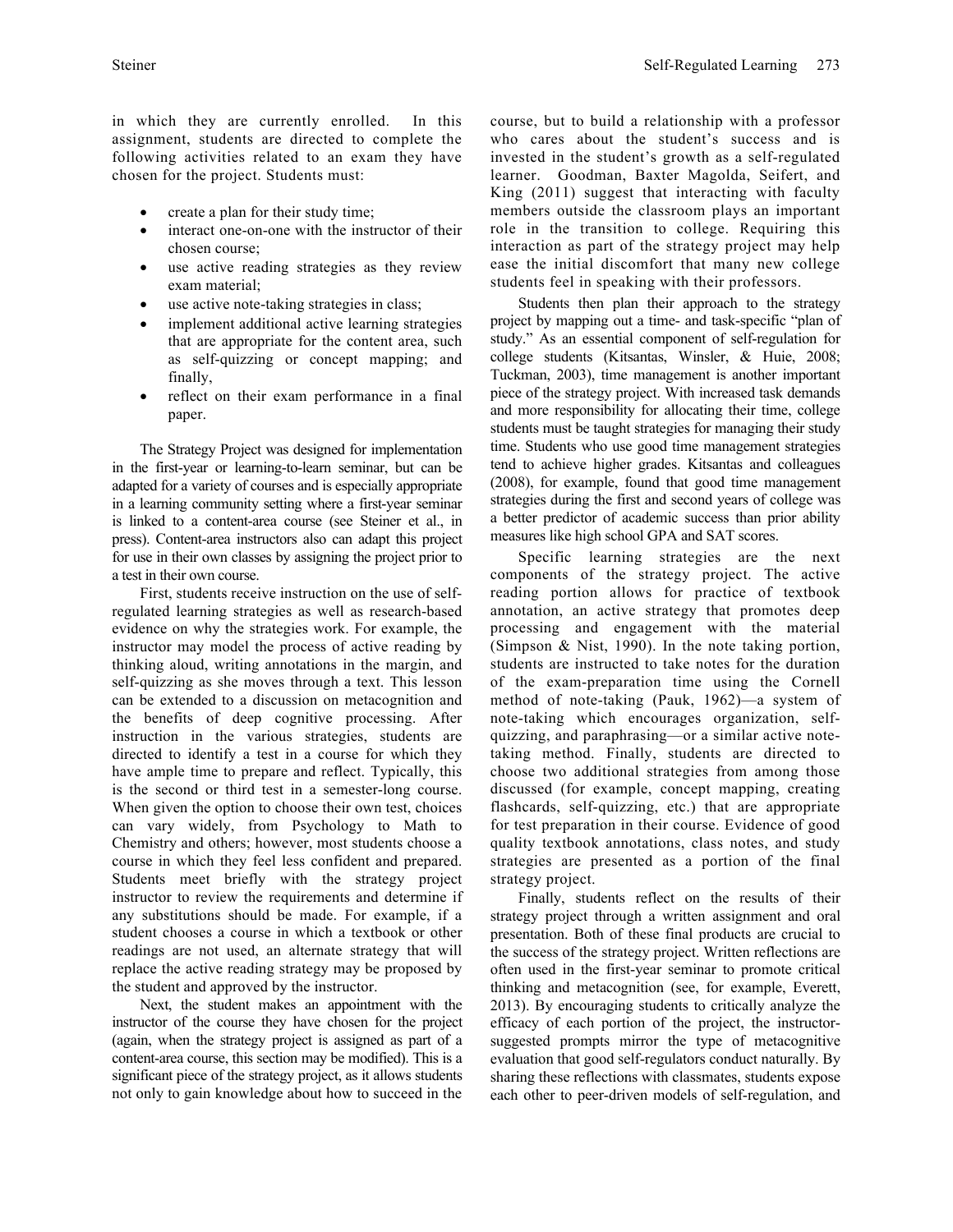in which they are currently enrolled. In this assignment, students are directed to complete the following activities related to an exam they have chosen for the project. Students must:

- create a plan for their study time;
- interact one-on-one with the instructor of their chosen course;
- use active reading strategies as they review exam material;
- use active note-taking strategies in class;
- implement additional active learning strategies that are appropriate for the content area, such as self-quizzing or concept mapping; and finally,
- reflect on their exam performance in a final paper.

The Strategy Project was designed for implementation in the first-year or learning-to-learn seminar, but can be adapted for a variety of courses and is especially appropriate in a learning community setting where a first-year seminar is linked to a content-area course (see Steiner et al., in press). Content-area instructors also can adapt this project for use in their own classes by assigning the project prior to a test in their own course.

First, students receive instruction on the use of self-regulated learning strategies as well as research-based evidence on why the strategies work. For example, the instructor may model the process of active reading by thinking aloud, writing annotations in the margin, and self-quizzing as she moves through a text. This lesson can be extended to a discussion on metacognition and the benefits of deep cognitive processing. After instruction in the various strategies, students are directed to identify a test in a course for which they have ample time to prepare and reflect. Typically, this is the second or third test in a semester-long course. When given the option to choose their own test, choices can vary widely, from Psychology to Math to Chemistry and others; however, most students choose a course in which they feel less confident and prepared. Students meet briefly with the strategy project instructor to review the requirements and determine if any substitutions should be made. For example, if a student chooses a course in which a textbook or other readings are not used, an alternate strategy that will replace the active reading strategy may be proposed by the student and approved by the instructor.

Next, the student makes an appointment with the instructor of the course they have chosen for the project (again, when the strategy project is assigned as part of a content-area course, this section may be modified). This is a significant piece of the strategy project, as it allows students not only to gain knowledge about how to succeed in the course, but to build a relationship with a professor who cares about the student's success and is invested in the student's growth as a self-regulated learner. Goodman, Baxter Magolda, Seifert, and King (2011) suggest that interacting with faculty members outside the classroom plays an important role in the transition to college. Requiring this interaction as part of the strategy project may help ease the initial discomfort that many new college students feel in speaking with their professors.

Students then plan their approach to the strategy project by mapping out a time- and task-specific "plan of study." As an essential component of self-regulation for college students (Kitsantas, Winsler, & Huie, 2008; Tuckman, 2003), time management is another important piece of the strategy project. With increased task demands and more responsibility for allocating their time, college students must be taught strategies for managing their study time. Students who use good time management strategies tend to achieve higher grades. Kitsantas and colleagues (2008), for example, found that good time management strategies during the first and second years of college was a better predictor of academic success than prior ability measures like high school GPA and SAT scores.

Specific learning strategies are the next components of the strategy project. The active reading portion allows for practice of textbook annotation, an active strategy that promotes deep processing and engagement with the material (Simpson & Nist, 1990). In the note taking portion, students are instructed to take notes for the duration of the exam-preparation time using the Cornell method of note-taking (Pauk, 1962)—a system of note-taking which encourages organization, self-quizzing, and paraphrasing—or a similar active note-taking method. Finally, students are directed to choose two additional strategies from among those discussed (for example, concept mapping, creating flashcards, self-quizzing, etc.) that are appropriate for test preparation in their course. Evidence of good quality textbook annotations, class notes, and study strategies are presented as a portion of the final strategy project.

Finally, students reflect on the results of their strategy project through a written assignment and oral presentation. Both of these final products are crucial to the success of the strategy project. Written reflections are often used in the first-year seminar to promote critical thinking and metacognition (see, for example, Everett, 2013). By encouraging students to critically analyze the efficacy of each portion of the project, the instructor-suggested prompts mirror the type of metacognitive evaluation that good self-regulators conduct naturally. By sharing these reflections with classmates, students expose each other to peer-driven models of self-regulation, and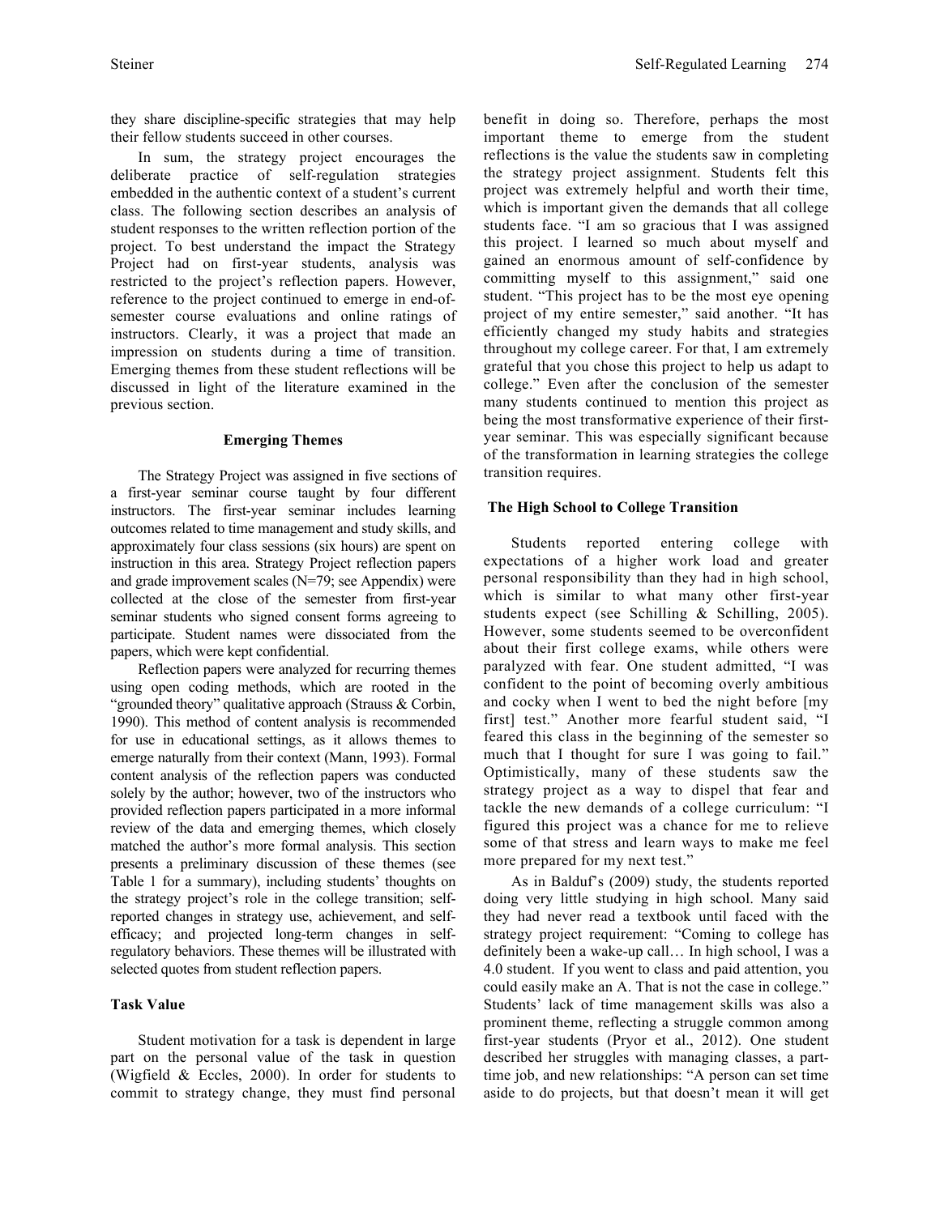they share discipline-specific strategies that may help their fellow students succeed in other courses.

In sum, the strategy project encourages the deliberate practice of self-regulation strategies embedded in the authentic context of a student's current class. The following section describes an analysis of student responses to the written reflection portion of the project. To best understand the impact the Strategy Project had on first-year students, analysis was restricted to the project's reflection papers. However, reference to the project continued to emerge in end-of-semester course evaluations and online ratings of instructors. Clearly, it was a project that made an impression on students during a time of transition. Emerging themes from these student reflections will be discussed in light of the literature examined in the previous section.

## Emerging Themes

The Strategy Project was assigned in five sections of a first-year seminar course taught by four different instructors. The first-year seminar includes learning outcomes related to time management and study skills, and approximately four class sessions (six hours) are spent on instruction in this area. Strategy Project reflection papers and grade improvement scales (N=79; see Appendix) were collected at the close of the semester from first-year seminar students who signed consent forms agreeing to participate. Student names were dissociated from the papers, which were kept confidential.

Reflection papers were analyzed for recurring themes using open coding methods, which are rooted in the "grounded theory" qualitative approach (Strauss & Corbin, 1990). This method of content analysis is recommended for use in educational settings, as it allows themes to emerge naturally from their context (Mann, 1993). Formal content analysis of the reflection papers was conducted solely by the author; however, two of the instructors who provided reflection papers participated in a more informal review of the data and emerging themes, which closely matched the author's more formal analysis. This section presents a preliminary discussion of these themes (see Table 1 for a summary), including students' thoughts on the strategy project's role in the college transition; self-reported changes in strategy use, achievement, and self-efficacy; and projected long-term changes in self-regulatory behaviors. These themes will be illustrated with selected quotes from student reflection papers.

### Task Value

Student motivation for a task is dependent in large part on the personal value of the task in question (Wigfield & Eccles, 2000). In order for students to commit to strategy change, they must find personal benefit in doing so. Therefore, perhaps the most important theme to emerge from the student reflections is the value the students saw in completing the strategy project assignment. Students felt this project was extremely helpful and worth their time, which is important given the demands that all college students face. "I am so gracious that I was assigned this project. I learned so much about myself and gained an enormous amount of self-confidence by committing myself to this assignment," said one student. "This project has to be the most eye opening project of my entire semester," said another. "It has efficiently changed my study habits and strategies throughout my college career. For that, I am extremely grateful that you chose this project to help us adapt to college." Even after the conclusion of the semester many students continued to mention this project as being the most transformative experience of their first-year seminar. This was especially significant because of the transformation in learning strategies the college transition requires.

### The High School to College Transition

Students reported entering college with expectations of a higher work load and greater personal responsibility than they had in high school, which is similar to what many other first-year students expect (see Schilling & Schilling, 2005). However, some students seemed to be overconfident about their first college exams, while others were paralyzed with fear. One student admitted, "I was confident to the point of becoming overly ambitious and cocky when I went to bed the night before [my first] test." Another more fearful student said, "I feared this class in the beginning of the semester so much that I thought for sure I was going to fail." Optimistically, many of these students saw the strategy project as a way to dispel that fear and tackle the new demands of a college curriculum: "I figured this project was a chance for me to relieve some of that stress and learn ways to make me feel more prepared for my next test."

As in Balduf's (2009) study, the students reported doing very little studying in high school. Many said they had never read a textbook until faced with the strategy project requirement: "Coming to college has definitely been a wake-up call… In high school, I was a 4.0 student. If you went to class and paid attention, you could easily make an A. That is not the case in college." Students' lack of time management skills was also a prominent theme, reflecting a struggle common among first-year students (Pryor et al., 2012). One student described her struggles with managing classes, a part-time job, and new relationships: "A person can set time aside to do projects, but that doesn't mean it will get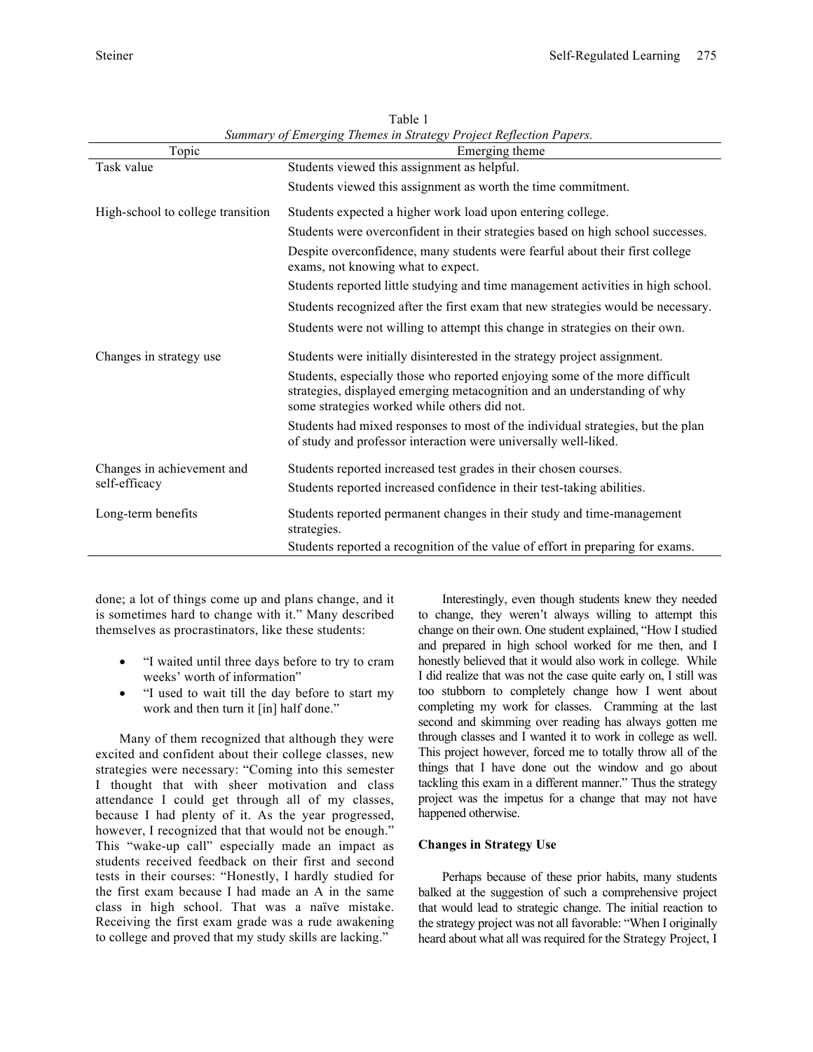Table 1
*Summary of Emerging Themes in Strategy Project Reflection Papers.*

| Topic | Emerging theme |
|---|---|
| Task value | Students viewed this assignment as helpful. |
| | Students viewed this assignment as worth the time commitment. |
| High-school to college transition | Students expected a higher work load upon entering college. |
| | Students were overconfident in their strategies based on high school successes. |
| | Despite overconfidence, many students were fearful about their first college exams, not knowing what to expect. |
| | Students reported little studying and time management activities in high school. |
| | Students recognized after the first exam that new strategies would be necessary. |
| | Students were not willing to attempt this change in strategies on their own. |
| Changes in strategy use | Students were initially disinterested in the strategy project assignment. |
| | Students, especially those who reported enjoying some of the more difficult strategies, displayed emerging metacognition and an understanding of why some strategies worked while others did not. |
| | Students had mixed responses to most of the individual strategies, but the plan of study and professor interaction were universally well-liked. |
| Changes in achievement and self-efficacy | Students reported increased test grades in their chosen courses. |
| | Students reported increased confidence in their test-taking abilities. |
| Long-term benefits | Students reported permanent changes in their study and time-management strategies. |
| | Students reported a recognition of the value of effort in preparing for exams. |

done; a lot of things come up and plans change, and it is sometimes hard to change with it." Many described themselves as procrastinators, like these students:

- "I waited until three days before to try to cram weeks' worth of information"
- "I used to wait till the day before to start my work and then turn it [in] half done."

Many of them recognized that although they were excited and confident about their college classes, new strategies were necessary: "Coming into this semester I thought that with sheer motivation and class attendance I could get through all of my classes, because I had plenty of it. As the year progressed, however, I recognized that that would not be enough." This "wake-up call" especially made an impact as students received feedback on their first and second tests in their courses: "Honestly, I hardly studied for the first exam because I had made an A in the same class in high school. That was a naïve mistake. Receiving the first exam grade was a rude awakening to college and proved that my study skills are lacking."

Interestingly, even though students knew they needed to change, they weren't always willing to attempt this change on their own. One student explained, "How I studied and prepared in high school worked for me then, and I honestly believed that it would also work in college. While I did realize that was not the case quite early on, I still was too stubborn to completely change how I went about completing my work for classes. Cramming at the last second and skimming over reading has always gotten me through classes and I wanted it to work in college as well. This project however, forced me to totally throw all of the things that I have done out the window and go about tackling this exam in a different manner." Thus the strategy project was the impetus for a change that may not have happened otherwise.

### Changes in Strategy Use

Perhaps because of these prior habits, many students balked at the suggestion of such a comprehensive project that would lead to strategic change. The initial reaction to the strategy project was not all favorable: "When I originally heard about what all was required for the Strategy Project, I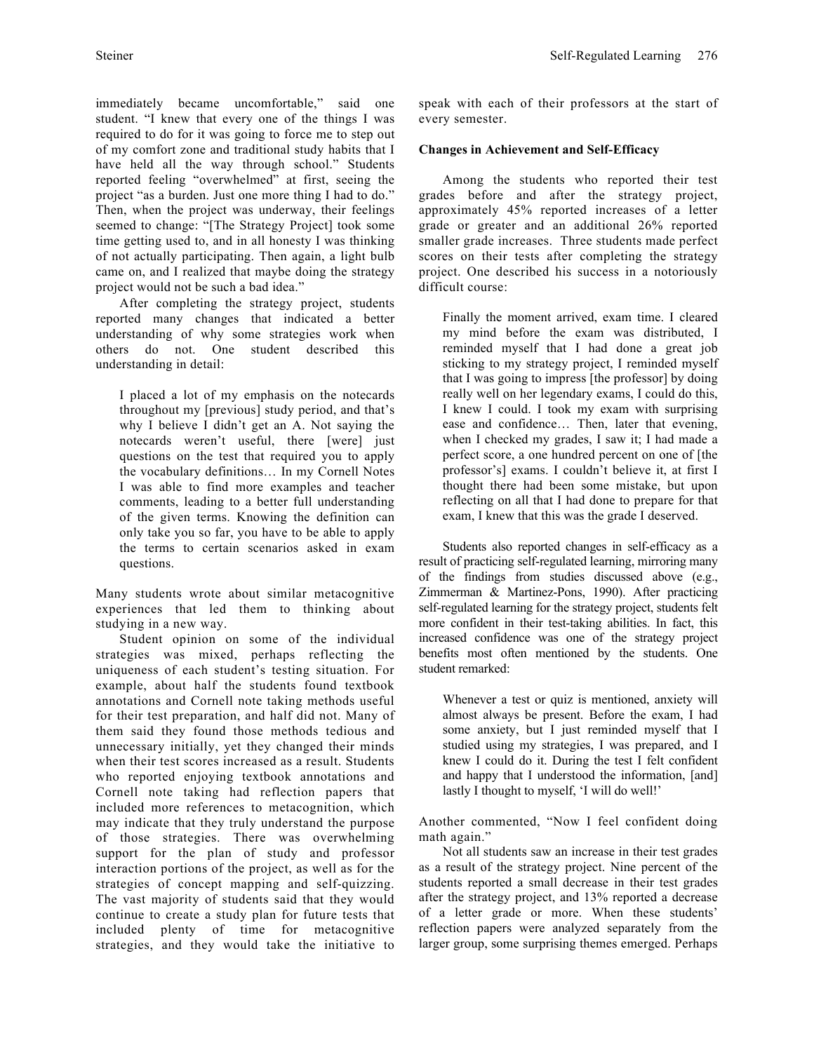immediately became uncomfortable," said one student. "I knew that every one of the things I was required to do for it was going to force me to step out of my comfort zone and traditional study habits that I have held all the way through school." Students reported feeling "overwhelmed" at first, seeing the project "as a burden. Just one more thing I had to do." Then, when the project was underway, their feelings seemed to change: "[The Strategy Project] took some time getting used to, and in all honesty I was thinking of not actually participating. Then again, a light bulb came on, and I realized that maybe doing the strategy project would not be such a bad idea."

After completing the strategy project, students reported many changes that indicated a better understanding of why some strategies work when others do not. One student described this understanding in detail:

> I placed a lot of my emphasis on the notecards throughout my [previous] study period, and that's why I believe I didn't get an A. Not saying the notecards weren't useful, there [were] just questions on the test that required you to apply the vocabulary definitions… In my Cornell Notes I was able to find more examples and teacher comments, leading to a better full understanding of the given terms. Knowing the definition can only take you so far, you have to be able to apply the terms to certain scenarios asked in exam questions.

Many students wrote about similar metacognitive experiences that led them to thinking about studying in a new way.

Student opinion on some of the individual strategies was mixed, perhaps reflecting the uniqueness of each student's testing situation. For example, about half the students found textbook annotations and Cornell note taking methods useful for their test preparation, and half did not. Many of them said they found those methods tedious and unnecessary initially, yet they changed their minds when their test scores increased as a result. Students who reported enjoying textbook annotations and Cornell note taking had reflection papers that included more references to metacognition, which may indicate that they truly understand the purpose of those strategies. There was overwhelming support for the plan of study and professor interaction portions of the project, as well as for the strategies of concept mapping and self-quizzing. The vast majority of students said that they would continue to create a study plan for future tests that included plenty of time for metacognitive strategies, and they would take the initiative to speak with each of their professors at the start of every semester.

**Changes in Achievement and Self-Efficacy**

Among the students who reported their test grades before and after the strategy project, approximately 45% reported increases of a letter grade or greater and an additional 26% reported smaller grade increases. Three students made perfect scores on their tests after completing the strategy project. One described his success in a notoriously difficult course:

> Finally the moment arrived, exam time. I cleared my mind before the exam was distributed, I reminded myself that I had done a great job sticking to my strategy project, I reminded myself that I was going to impress [the professor] by doing really well on her legendary exams, I could do this, I knew I could. I took my exam with surprising ease and confidence… Then, later that evening, when I checked my grades, I saw it; I had made a perfect score, a one hundred percent on one of [the professor's] exams. I couldn't believe it, at first I thought there had been some mistake, but upon reflecting on all that I had done to prepare for that exam, I knew that this was the grade I deserved.

Students also reported changes in self-efficacy as a result of practicing self-regulated learning, mirroring many of the findings from studies discussed above (e.g., Zimmerman & Martinez-Pons, 1990). After practicing self-regulated learning for the strategy project, students felt more confident in their test-taking abilities. In fact, this increased confidence was one of the strategy project benefits most often mentioned by the students. One student remarked:

> Whenever a test or quiz is mentioned, anxiety will almost always be present. Before the exam, I had some anxiety, but I just reminded myself that I studied using my strategies, I was prepared, and I knew I could do it. During the test I felt confident and happy that I understood the information, [and] lastly I thought to myself, 'I will do well!'

Another commented, "Now I feel confident doing math again."

Not all students saw an increase in their test grades as a result of the strategy project. Nine percent of the students reported a small decrease in their test grades after the strategy project, and 13% reported a decrease of a letter grade or more. When these students' reflection papers were analyzed separately from the larger group, some surprising themes emerged. Perhaps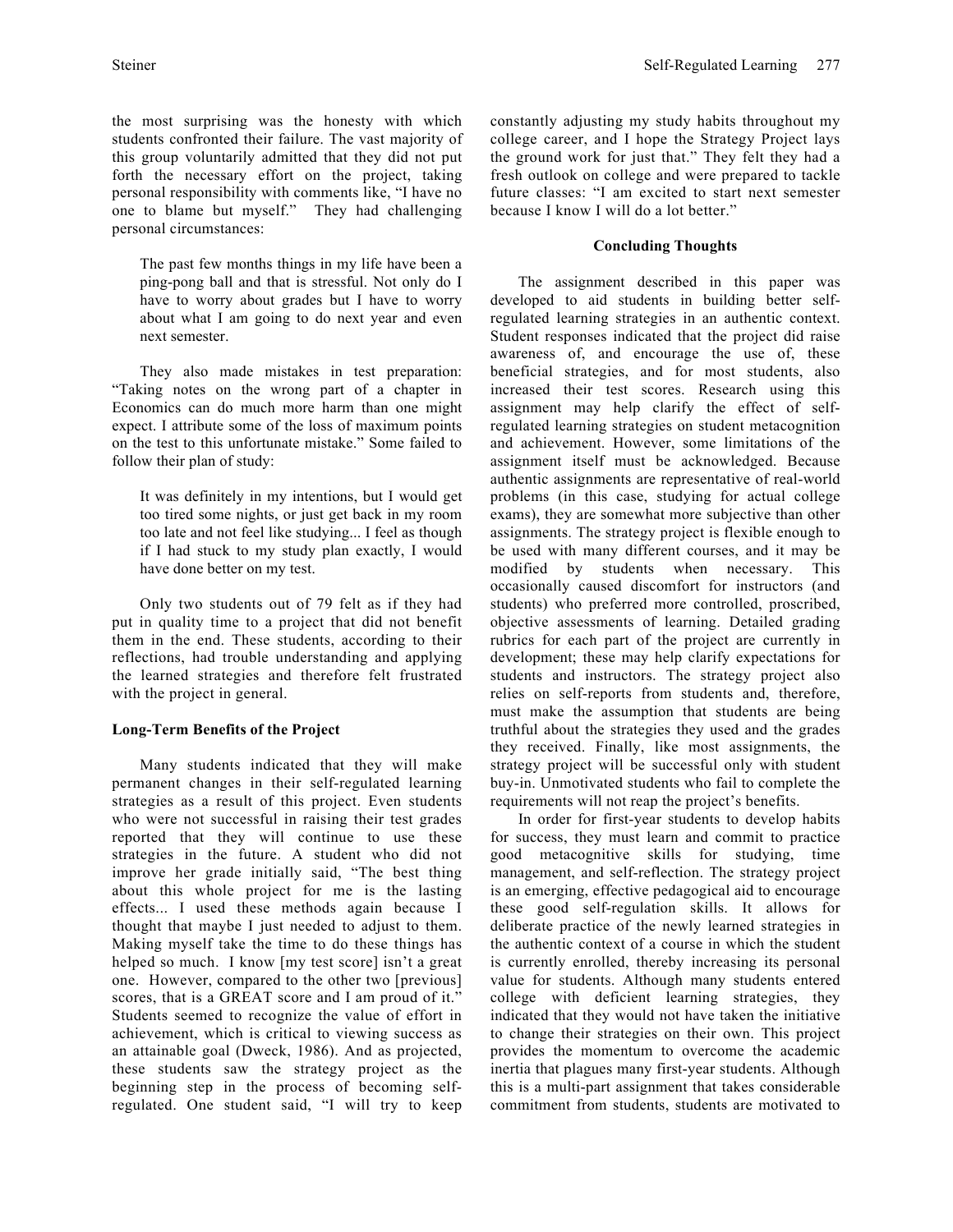the most surprising was the honesty with which students confronted their failure. The vast majority of this group voluntarily admitted that they did not put forth the necessary effort on the project, taking personal responsibility with comments like, "I have no one to blame but myself." They had challenging personal circumstances:

> The past few months things in my life have been a ping-pong ball and that is stressful. Not only do I have to worry about grades but I have to worry about what I am going to do next year and even next semester.

They also made mistakes in test preparation: "Taking notes on the wrong part of a chapter in Economics can do much more harm than one might expect. I attribute some of the loss of maximum points on the test to this unfortunate mistake." Some failed to follow their plan of study:

> It was definitely in my intentions, but I would get too tired some nights, or just get back in my room too late and not feel like studying... I feel as though if I had stuck to my study plan exactly, I would have done better on my test.

Only two students out of 79 felt as if they had put in quality time to a project that did not benefit them in the end. These students, according to their reflections, had trouble understanding and applying the learned strategies and therefore felt frustrated with the project in general.

**Long-Term Benefits of the Project**

Many students indicated that they will make permanent changes in their self-regulated learning strategies as a result of this project. Even students who were not successful in raising their test grades reported that they will continue to use these strategies in the future. A student who did not improve her grade initially said, "The best thing about this whole project for me is the lasting effects... I used these methods again because I thought that maybe I just needed to adjust to them. Making myself take the time to do these things has helped so much. I know [my test score] isn't a great one. However, compared to the other two [previous] scores, that is a GREAT score and I am proud of it." Students seemed to recognize the value of effort in achievement, which is critical to viewing success as an attainable goal (Dweck, 1986). And as projected, these students saw the strategy project as the beginning step in the process of becoming self-regulated. One student said, "I will try to keep constantly adjusting my study habits throughout my college career, and I hope the Strategy Project lays the ground work for just that." They felt they had a fresh outlook on college and were prepared to tackle future classes: "I am excited to start next semester because I know I will do a lot better."

## Concluding Thoughts

The assignment described in this paper was developed to aid students in building better self-regulated learning strategies in an authentic context. Student responses indicated that the project did raise awareness of, and encourage the use of, these beneficial strategies, and for most students, also increased their test scores. Research using this assignment may help clarify the effect of self-regulated learning strategies on student metacognition and achievement. However, some limitations of the assignment itself must be acknowledged. Because authentic assignments are representative of real-world problems (in this case, studying for actual college exams), they are somewhat more subjective than other assignments. The strategy project is flexible enough to be used with many different courses, and it may be modified by students when necessary. This occasionally caused discomfort for instructors (and students) who preferred more controlled, proscribed, objective assessments of learning. Detailed grading rubrics for each part of the project are currently in development; these may help clarify expectations for students and instructors. The strategy project also relies on self-reports from students and, therefore, must make the assumption that students are being truthful about the strategies they used and the grades they received. Finally, like most assignments, the strategy project will be successful only with student buy-in. Unmotivated students who fail to complete the requirements will not reap the project's benefits.

In order for first-year students to develop habits for success, they must learn and commit to practice good metacognitive skills for studying, time management, and self-reflection. The strategy project is an emerging, effective pedagogical aid to encourage these good self-regulation skills. It allows for deliberate practice of the newly learned strategies in the authentic context of a course in which the student is currently enrolled, thereby increasing its personal value for students. Although many students entered college with deficient learning strategies, they indicated that they would not have taken the initiative to change their strategies on their own. This project provides the momentum to overcome the academic inertia that plagues many first-year students. Although this is a multi-part assignment that takes considerable commitment from students, students are motivated to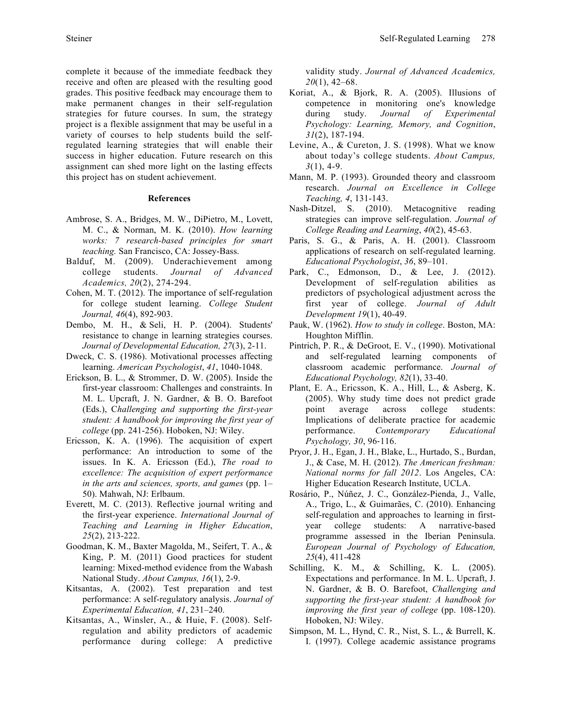complete it because of the immediate feedback they receive and often are pleased with the resulting good grades. This positive feedback may encourage them to make permanent changes in their self-regulation strategies for future courses. In sum, the strategy project is a flexible assignment that may be useful in a variety of courses to help students build the self-regulated learning strategies that will enable their success in higher education. Future research on this assignment can shed more light on the lasting effects this project has on student achievement.

## References

Ambrose, S. A., Bridges, M. W., DiPietro, M., Lovett, M. C., & Norman, M. K. (2010). *How learning works: 7 research-based principles for smart teaching.* San Francisco, CA: Jossey-Bass.

Balduf, M. (2009). Underachievement among college students. *Journal of Advanced Academics, 20*(2), 274-294.

Cohen, M. T. (2012). The importance of self-regulation for college student learning. *College Student Journal, 46*(4), 892-903.

Dembo, M. H., & Seli, H. P. (2004). Students' resistance to change in learning strategies courses. *Journal of Developmental Education, 27*(3), 2-11.

Dweck, C. S. (1986). Motivational processes affecting learning. *American Psychologist*, *41*, 1040-1048.

Erickson, B. L., & Strommer, D. W. (2005). Inside the first-year classroom: Challenges and constraints. In M. L. Upcraft, J. N. Gardner, & B. O. Barefoot (Eds.), C*hallenging and supporting the first-year student: A handbook for improving the first year of college* (pp. 241-256). Hoboken, NJ: Wiley.

Ericsson, K. A. (1996). The acquisition of expert performance: An introduction to some of the issues. In K. A. Ericsson (Ed.), *The road to excellence: The acquisition of expert performance in the arts and sciences, sports, and games* (pp. 1–50). Mahwah, NJ: Erlbaum.

Everett, M. C. (2013). Reflective journal writing and the first-year experience. *International Journal of Teaching and Learning in Higher Education*, *25*(2), 213-222.

Goodman, K. M., Baxter Magolda, M., Seifert, T. A., & King, P. M. (2011) Good practices for student learning: Mixed-method evidence from the Wabash National Study. *About Campus, 16*(1), 2-9.

Kitsantas, A. (2002). Test preparation and test performance: A self-regulatory analysis. *Journal of Experimental Education, 41*, 231–240.

Kitsantas, A., Winsler, A., & Huie, F. (2008). Self-regulation and ability predictors of academic performance during college: A predictive validity study. *Journal of Advanced Academics, 20*(1), 42–68.

Koriat, A., & Bjork, R. A. (2005). Illusions of competence in monitoring one's knowledge during study. *Journal of Experimental Psychology: Learning, Memory, and Cognition*, *31*(2), 187-194.

Levine, A., & Cureton, J. S. (1998). What we know about today's college students. *About Campus, 3*(1), 4-9.

Mann, M. P. (1993). Grounded theory and classroom research. *Journal on Excellence in College Teaching, 4*, 131-143.

Nash-Ditzel, S. (2010). Metacognitive reading strategies can improve self-regulation. *Journal of College Reading and Learning*, *40*(2), 45-63.

Paris, S. G., & Paris, A. H. (2001). Classroom applications of research on self-regulated learning. *Educational Psychologist*, *36*, 89–101.

Park, C., Edmonson, D., & Lee, J. (2012). Development of self-regulation abilities as predictors of psychological adjustment across the first year of college. *Journal of Adult Development 19*(1), 40-49.

Pauk, W. (1962). *How to study in college*. Boston, MA: Houghton Mifflin.

Pintrich, P. R., & DeGroot, E. V., (1990). Motivational and self-regulated learning components of classroom academic performance. *Journal of Educational Psychology, 82*(1), 33-40.

Plant, E. A., Ericsson, K. A., Hill, L., & Asberg, K. (2005). Why study time does not predict grade point average across college students: Implications of deliberate practice for academic performance. *Contemporary Educational Psychology, 30*, 96-116.

Pryor, J. H., Egan, J. H., Blake, L., Hurtado, S., Burdan, J., & Case, M. H. (2012). *The American freshman: National norms for fall 2012*. Los Angeles, CA: Higher Education Research Institute, UCLA.

Rosário, P., Núñez, J. C., González-Pienda, J., Valle, A., Trigo, L., & Guimarães, C. (2010). Enhancing self-regulation and approaches to learning in first-year college students: A narrative-based programme assessed in the Iberian Peninsula. *European Journal of Psychology of Education, 25*(4), 411-428

Schilling, K. M., & Schilling, K. L. (2005). Expectations and performance. In M. L. Upcraft, J. N. Gardner, & B. O. Barefoot, *Challenging and supporting the first-year student: A handbook for improving the first year of college* (pp. 108-120). Hoboken, NJ: Wiley.

Simpson, M. L., Hynd, C. R., Nist, S. L., & Burrell, K. I. (1997). College academic assistance programs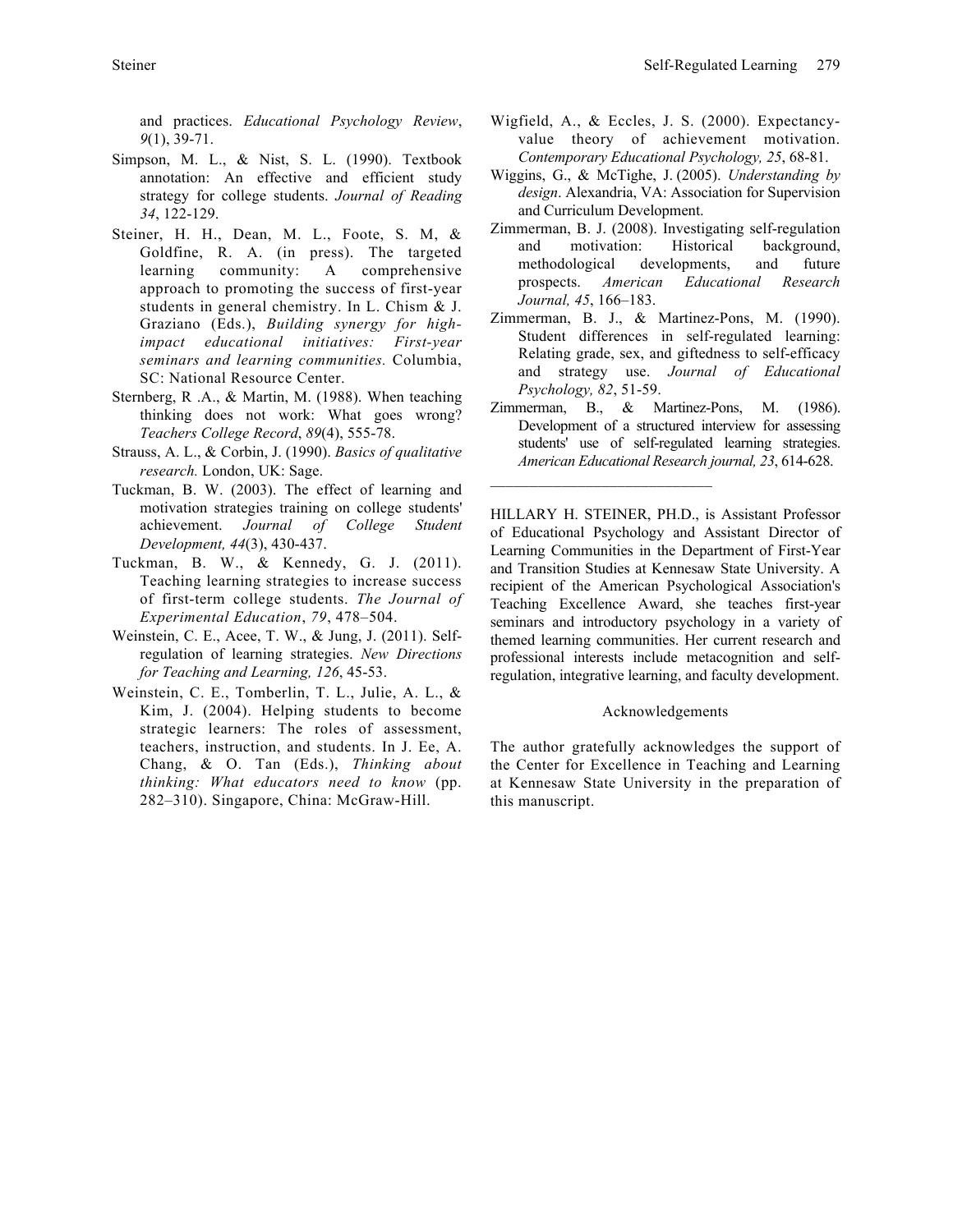and practices. *Educational Psychology Review*, *9*(1), 39-71.

Simpson, M. L., & Nist, S. L. (1990). Textbook annotation: An effective and efficient study strategy for college students. *Journal of Reading 34*, 122-129.

Steiner, H. H., Dean, M. L., Foote, S. M, & Goldfine, R. A. (in press). The targeted learning community: A comprehensive approach to promoting the success of first-year students in general chemistry. In L. Chism & J. Graziano (Eds.), *Building synergy for high-impact educational initiatives: First-year seminars and learning communities.* Columbia, SC: National Resource Center.

Sternberg, R .A., & Martin, M. (1988). When teaching thinking does not work: What goes wrong? *Teachers College Record*, *89*(4), 555-78.

Strauss, A. L., & Corbin, J. (1990). *Basics of qualitative research.* London, UK: Sage.

Tuckman, B. W. (2003). The effect of learning and motivation strategies training on college students' achievement. *Journal of College Student Development, 44*(3), 430-437.

Tuckman, B. W., & Kennedy, G. J. (2011). Teaching learning strategies to increase success of first-term college students. *The Journal of Experimental Education*, *79*, 478–504.

Weinstein, C. E., Acee, T. W., & Jung, J. (2011). Self-regulation of learning strategies. *New Directions for Teaching and Learning, 126*, 45-53.

Weinstein, C. E., Tomberlin, T. L., Julie, A. L., & Kim, J. (2004). Helping students to become strategic learners: The roles of assessment, teachers, instruction, and students. In J. Ee, A. Chang, & O. Tan (Eds.), *Thinking about thinking: What educators need to know* (pp. 282–310). Singapore, China: McGraw-Hill.

Wigfield, A., & Eccles, J. S. (2000). Expectancy-value theory of achievement motivation. *Contemporary Educational Psychology, 25*, 68-81.

Wiggins, G., & McTighe, J. (2005). *Understanding by design*. Alexandria, VA: Association for Supervision and Curriculum Development.

Zimmerman, B. J. (2008). Investigating self-regulation and motivation: Historical background, methodological developments, and future prospects. *American Educational Research Journal, 45*, 166–183.

Zimmerman, B. J., & Martinez-Pons, M. (1990). Student differences in self-regulated learning: Relating grade, sex, and giftedness to self-efficacy and strategy use. *Journal of Educational Psychology, 82*, 51-59.

Zimmerman, B., & Martinez-Pons, M. (1986). Development of a structured interview for assessing students' use of self-regulated learning strategies. *American Educational Research journal, 23*, 614-628.

---

HILLARY H. STEINER, PH.D., is Assistant Professor of Educational Psychology and Assistant Director of Learning Communities in the Department of First-Year and Transition Studies at Kennesaw State University. A recipient of the American Psychological Association's Teaching Excellence Award, she teaches first-year seminars and introductory psychology in a variety of themed learning communities. Her current research and professional interests include metacognition and self-regulation, integrative learning, and faculty development.

## Acknowledgements

The author gratefully acknowledges the support of the Center for Excellence in Teaching and Learning at Kennesaw State University in the preparation of this manuscript.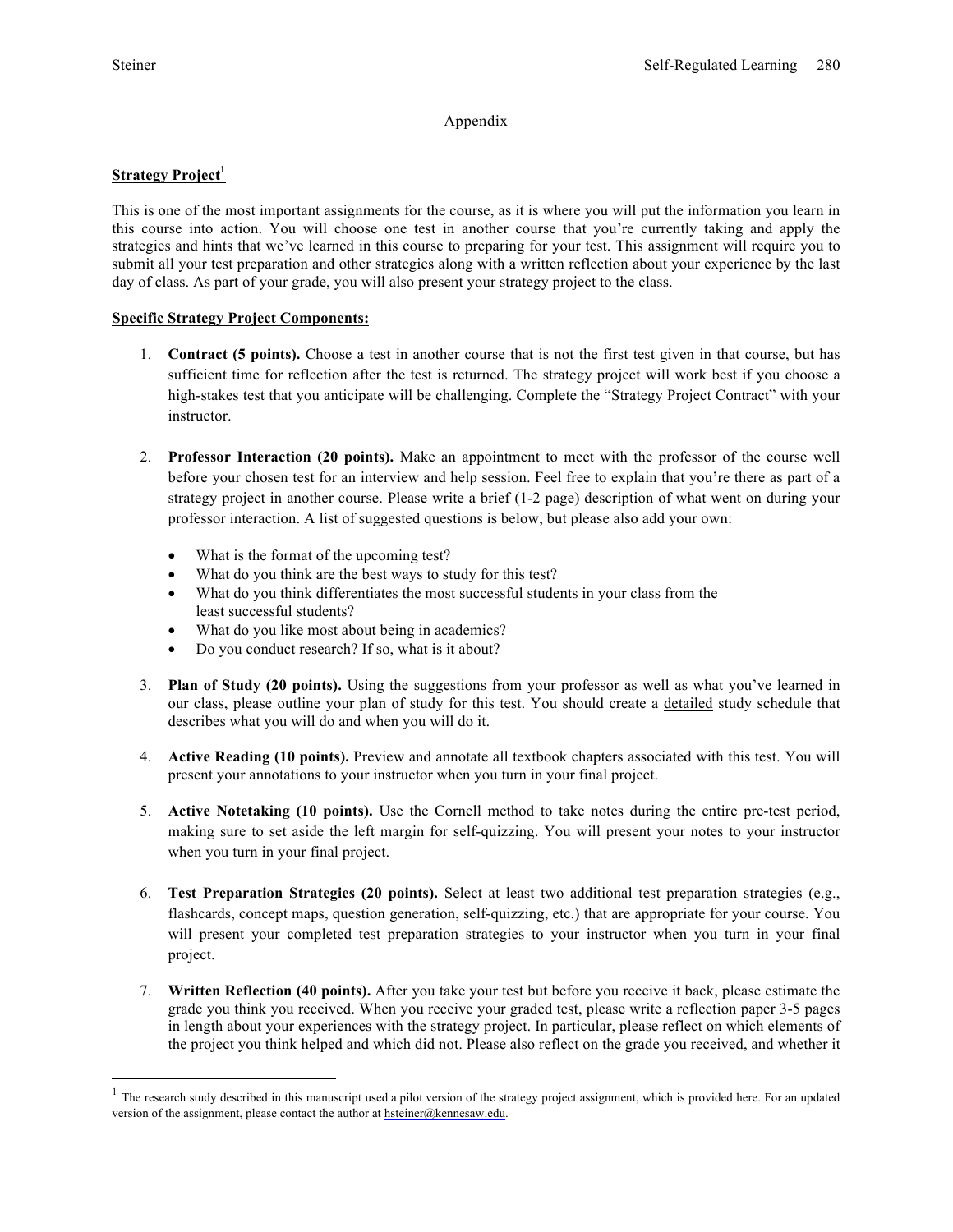Appendix

**Strategy Project**[1]

This is one of the most important assignments for the course, as it is where you will put the information you learn in this course into action. You will choose one test in another course that you're currently taking and apply the strategies and hints that we've learned in this course to preparing for your test. This assignment will require you to submit all your test preparation and other strategies along with a written reflection about your experience by the last day of class. As part of your grade, you will also present your strategy project to the class.

**Specific Strategy Project Components:**

1. **Contract (5 points).** Choose a test in another course that is not the first test given in that course, but has sufficient time for reflection after the test is returned. The strategy project will work best if you choose a high-stakes test that you anticipate will be challenging. Complete the "Strategy Project Contract" with your instructor.

2. **Professor Interaction (20 points).** Make an appointment to meet with the professor of the course well before your chosen test for an interview and help session. Feel free to explain that you're there as part of a strategy project in another course. Please write a brief (1-2 page) description of what went on during your professor interaction. A list of suggested questions is below, but please also add your own:

   - What is the format of the upcoming test?
   - What do you think are the best ways to study for this test?
   - What do you think differentiates the most successful students in your class from the least successful students?
   - What do you like most about being in academics?
   - Do you conduct research? If so, what is it about?

3. **Plan of Study (20 points).** Using the suggestions from your professor as well as what you've learned in our class, please outline your plan of study for this test. You should create a detailed study schedule that describes what you will do and when you will do it.

4. **Active Reading (10 points).** Preview and annotate all textbook chapters associated with this test. You will present your annotations to your instructor when you turn in your final project.

5. **Active Notetaking (10 points).** Use the Cornell method to take notes during the entire pre-test period, making sure to set aside the left margin for self-quizzing. You will present your notes to your instructor when you turn in your final project.

6. **Test Preparation Strategies (20 points).** Select at least two additional test preparation strategies (e.g., flashcards, concept maps, question generation, self-quizzing, etc.) that are appropriate for your course. You will present your completed test preparation strategies to your instructor when you turn in your final project.

7. **Written Reflection (40 points).** After you take your test but before you receive it back, please estimate the grade you think you received. When you receive your graded test, please write a reflection paper 3-5 pages in length about your experiences with the strategy project. In particular, please reflect on which elements of the project you think helped and which did not. Please also reflect on the grade you received, and whether it

[1] The research study described in this manuscript used a pilot version of the strategy project assignment, which is provided here. For an updated version of the assignment, please contact the author at hsteiner@kennesaw.edu.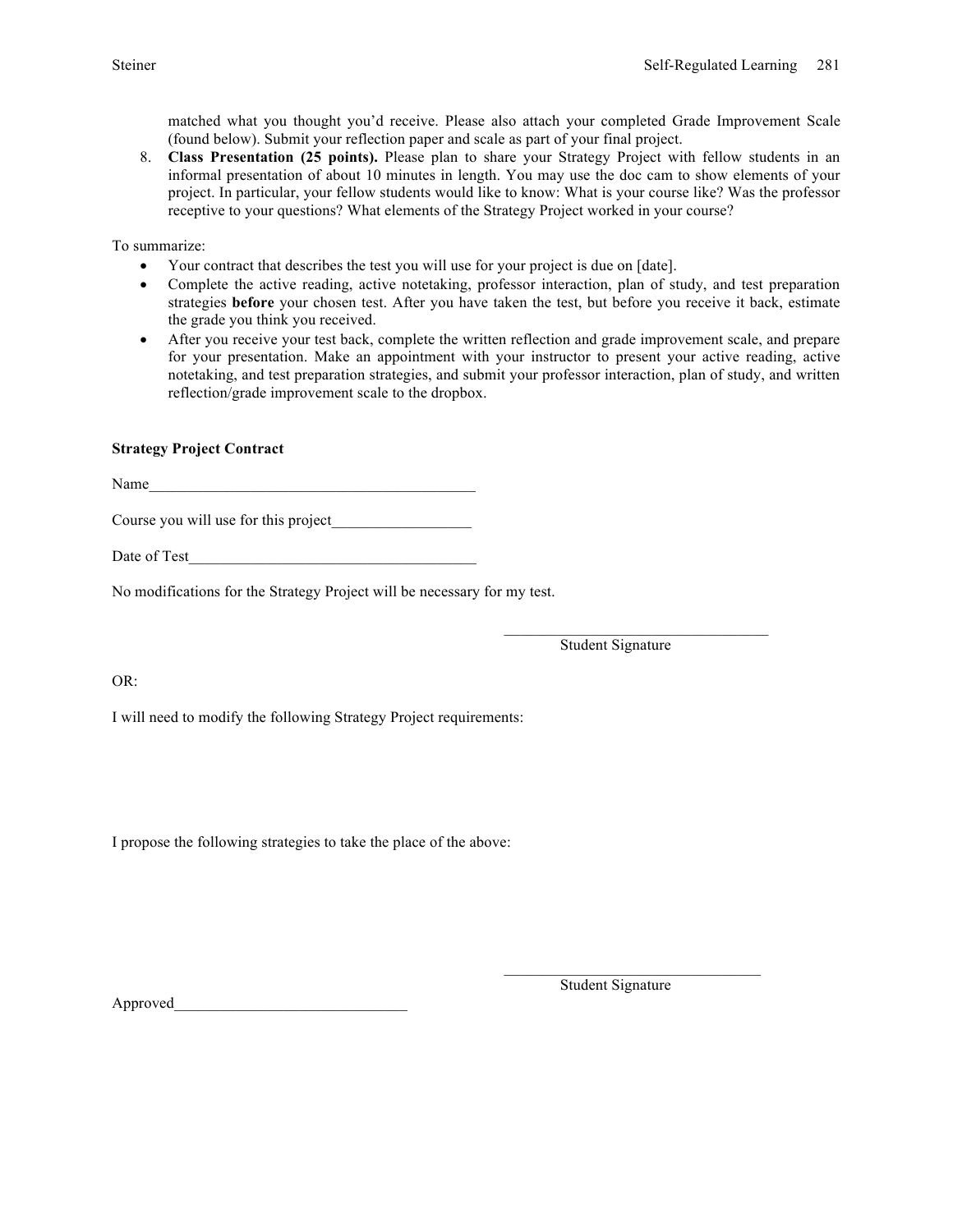matched what you thought you'd receive. Please also attach your completed Grade Improvement Scale (found below). Submit your reflection paper and scale as part of your final project.

8. **Class Presentation (25 points).** Please plan to share your Strategy Project with fellow students in an informal presentation of about 10 minutes in length. You may use the doc cam to show elements of your project. In particular, your fellow students would like to know: What is your course like? Was the professor receptive to your questions? What elements of the Strategy Project worked in your course?

To summarize:

- Your contract that describes the test you will use for your project is due on [date].
- Complete the active reading, active notetaking, professor interaction, plan of study, and test preparation strategies **before** your chosen test. After you have taken the test, but before you receive it back, estimate the grade you think you received.
- After you receive your test back, complete the written reflection and grade improvement scale, and prepare for your presentation. Make an appointment with your instructor to present your active reading, active notetaking, and test preparation strategies, and submit your professor interaction, plan of study, and written reflection/grade improvement scale to the dropbox.

**Strategy Project Contract**

Name__________________________________________

Course you will use for this project__________________

Date of Test_____________________________________

No modifications for the Strategy Project will be necessary for my test.

_________________________________
Student Signature

OR:

I will need to modify the following Strategy Project requirements:

I propose the following strategies to take the place of the above:

_________________________________
Student Signature

Approved______________________________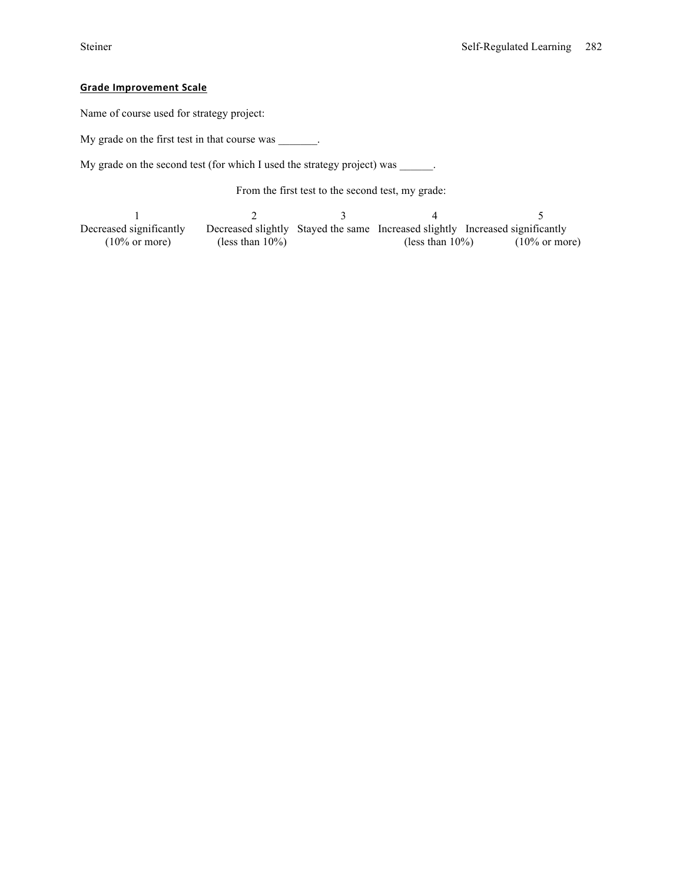**Grade Improvement Scale**

Name of course used for strategy project:

My grade on the first test in that course was _______.

My grade on the second test (for which I used the strategy project) was ______.

From the first test to the second test, my grade:

| 1 | 2 | 3 | 4 | 5 |
|---|---|---|---|---|
| Decreased significantly (10% or more) | Decreased slightly (less than 10%) | Stayed the same | Increased slightly (less than 10%) | Increased significantly (10% or more) |